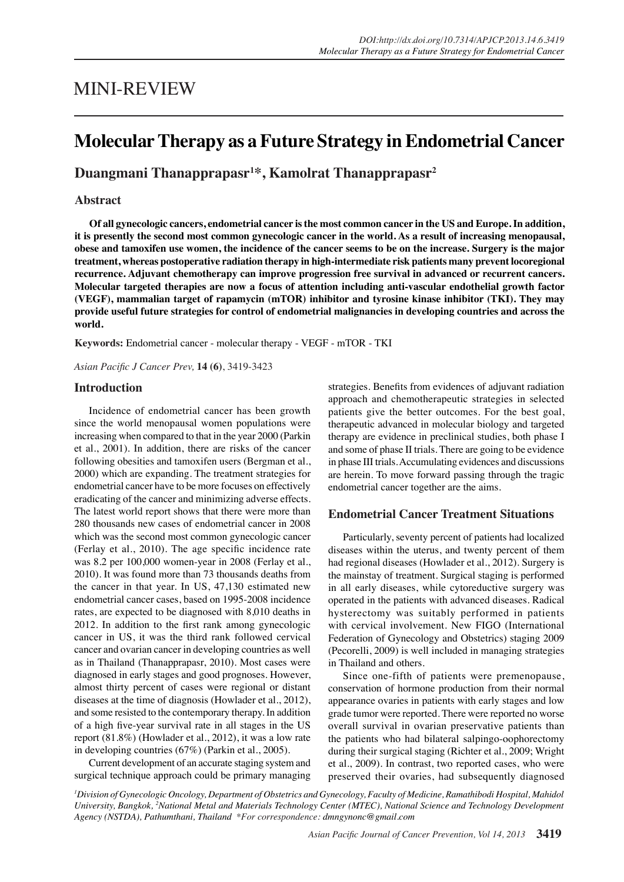MINI-REVIEW

# Molecular Therapy as a Future Strategy in Endometrial Cancer

**Duangmani Thanapprapasr[1]*, Kamolrat Thanapprapasr[2]**

## Abstract

**Of all gynecologic cancers, endometrial cancer is the most common cancer in the US and Europe. In addition, it is presently the second most common gynecologic cancer in the world. As a result of increasing menopausal, obese and tamoxifen use women, the incidence of the cancer seems to be on the increase. Surgery is the major treatment, whereas postoperative radiation therapy in high-intermediate risk patients many prevent locoregional recurrence. Adjuvant chemotherapy can improve progression free survival in advanced or recurrent cancers. Molecular targeted therapies are now a focus of attention including anti-vascular endothelial growth factor (VEGF), mammalian target of rapamycin (mTOR) inhibitor and tyrosine kinase inhibitor (TKI). They may provide useful future strategies for control of endometrial malignancies in developing countries and across the world.**

**Keywords:** Endometrial cancer - molecular therapy - VEGF - mTOR - TKI

*Asian Pacific J Cancer Prev,* **14 (6)**, 3419-3423

## Introduction

Incidence of endometrial cancer has been growth since the world menopausal women populations were increasing when compared to that in the year 2000 (Parkin et al., 2001). In addition, there are risks of the cancer following obesities and tamoxifen users (Bergman et al., 2000) which are expanding. The treatment strategies for endometrial cancer have to be more focuses on effectively eradicating of the cancer and minimizing adverse effects. The latest world report shows that there were more than 280 thousands new cases of endometrial cancer in 2008 which was the second most common gynecologic cancer (Ferlay et al., 2010). The age specific incidence rate was 8.2 per 100,000 women-year in 2008 (Ferlay et al., 2010). It was found more than 73 thousands deaths from the cancer in that year. In US, 47,130 estimated new endometrial cancer cases, based on 1995-2008 incidence rates, are expected to be diagnosed with 8,010 deaths in 2012. In addition to the first rank among gynecologic cancer in US, it was the third rank followed cervical cancer and ovarian cancer in developing countries as well as in Thailand (Thanapprapasr, 2010). Most cases were diagnosed in early stages and good prognoses. However, almost thirty percent of cases were regional or distant diseases at the time of diagnosis (Howlader et al., 2012), and some resisted to the contemporary therapy. In addition of a high five-year survival rate in all stages in the US report (81.8%) (Howlader et al., 2012), it was a low rate in developing countries (67%) (Parkin et al., 2005).

Current development of an accurate staging system and surgical technique approach could be primary managing strategies. Benefits from evidences of adjuvant radiation approach and chemotherapeutic strategies in selected patients give the better outcomes. For the best goal, therapeutic advanced in molecular biology and targeted therapy are evidence in preclinical studies, both phase I and some of phase II trials. There are going to be evidence in phase III trials. Accumulating evidences and discussions are herein. To move forward passing through the tragic endometrial cancer together are the aims.

## Endometrial Cancer Treatment Situations

Particularly, seventy percent of patients had localized diseases within the uterus, and twenty percent of them had regional diseases (Howlader et al., 2012). Surgery is the mainstay of treatment. Surgical staging is performed in all early diseases, while cytoreductive surgery was operated in the patients with advanced diseases. Radical hysterectomy was suitably performed in patients with cervical involvement. New FIGO (International Federation of Gynecology and Obstetrics) staging 2009 (Pecorelli, 2009) is well included in managing strategies in Thailand and others.

Since one-fifth of patients were premenopause, conservation of hormone production from their normal appearance ovaries in patients with early stages and low grade tumor were reported. There were reported no worse overall survival in ovarian preservative patients than the patients who had bilateral salpingo-oophorectomy during their surgical staging (Richter et al., 2009; Wright et al., 2009). In contrast, two reported cases, who were preserved their ovaries, had subsequently diagnosed

[1]*Division of Gynecologic Oncology, Department of Obstetrics and Gynecology, Faculty of Medicine, Ramathibodi Hospital, Mahidol University, Bangkok,* [2]*National Metal and Materials Technology Center (MTEC), National Science and Technology Development Agency (NSTDA), Pathumthani, Thailand \*For correspondence: dmngynonc@gmail.com*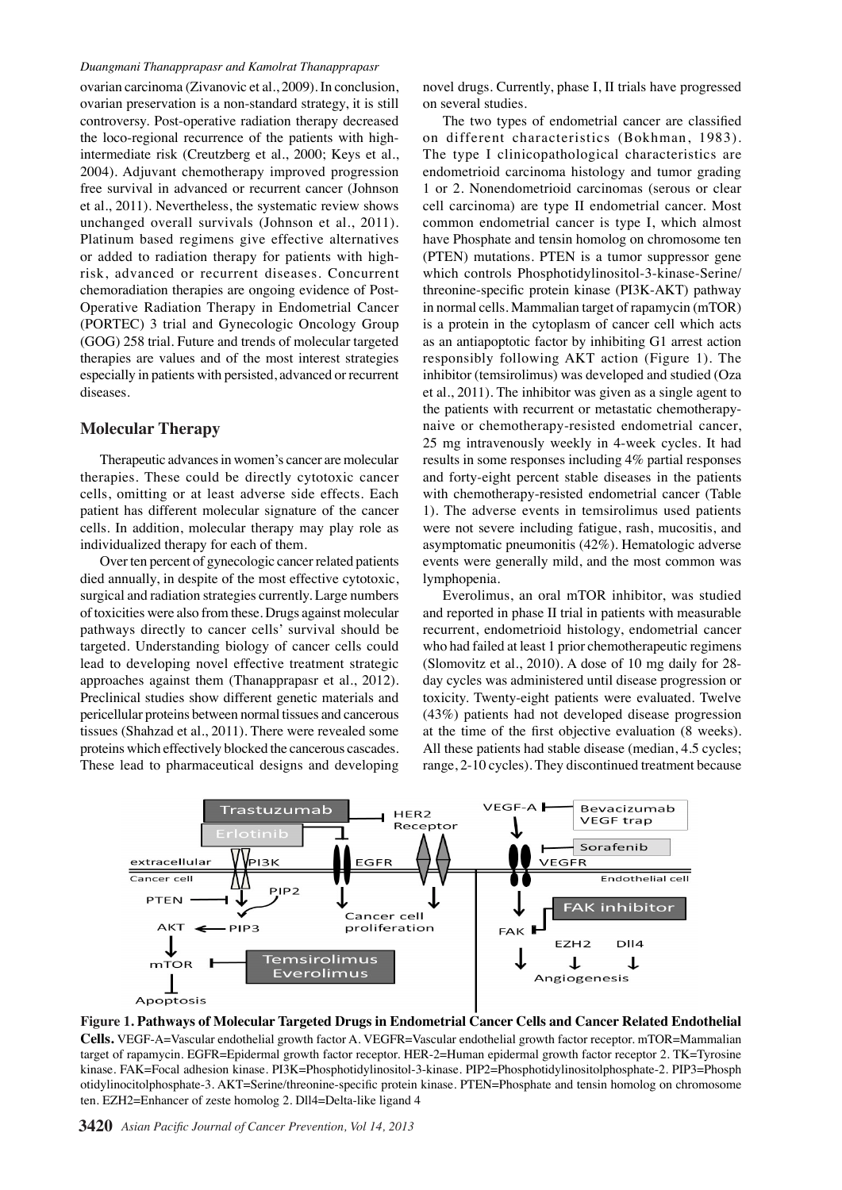ovarian carcinoma (Zivanovic et al., 2009). In conclusion, ovarian preservation is a non-standard strategy, it is still controversy. Post-operative radiation therapy decreased the loco-regional recurrence of the patients with high-intermediate risk (Creutzberg et al., 2000; Keys et al., 2004). Adjuvant chemotherapy improved progression free survival in advanced or recurrent cancer (Johnson et al., 2011). Nevertheless, the systematic review shows unchanged overall survivals (Johnson et al., 2011). Platinum based regimens give effective alternatives or added to radiation therapy for patients with high-risk, advanced or recurrent diseases. Concurrent chemoradiation therapies are ongoing evidence of Post-Operative Radiation Therapy in Endometrial Cancer (PORTEC) 3 trial and Gynecologic Oncology Group (GOG) 258 trial. Future and trends of molecular targeted therapies are values and of the most interest strategies especially in patients with persisted, advanced or recurrent diseases.

## Molecular Therapy

Therapeutic advances in women's cancer are molecular therapies. These could be directly cytotoxic cancer cells, omitting or at least adverse side effects. Each patient has different molecular signature of the cancer cells. In addition, molecular therapy may play role as individualized therapy for each of them.

Over ten percent of gynecologic cancer related patients died annually, in despite of the most effective cytotoxic, surgical and radiation strategies currently. Large numbers of toxicities were also from these. Drugs against molecular pathways directly to cancer cells' survival should be targeted. Understanding biology of cancer cells could lead to developing novel effective treatment strategic approaches against them (Thanapprapasr et al., 2012). Preclinical studies show different genetic materials and pericellular proteins between normal tissues and cancerous tissues (Shahzad et al., 2011). There were revealed some proteins which effectively blocked the cancerous cascades. These lead to pharmaceutical designs and developing novel drugs. Currently, phase I, II trials have progressed on several studies.

The two types of endometrial cancer are classified on different characteristics (Bokhman, 1983). The type I clinicopathological characteristics are endometrioid carcinoma histology and tumor grading 1 or 2. Nonendometrioid carcinomas (serous or clear cell carcinoma) are type II endometrial cancer. Most common endometrial cancer is type I, which almost have Phosphate and tensin homolog on chromosome ten (PTEN) mutations. PTEN is a tumor suppressor gene which controls Phosphotidylinositol-3-kinase-Serine/threonine-specific protein kinase (PI3K-AKT) pathway in normal cells. Mammalian target of rapamycin (mTOR) is a protein in the cytoplasm of cancer cell which acts as an antiapoptotic factor by inhibiting G1 arrest action responsibly following AKT action (Figure 1). The inhibitor (temsirolimus) was developed and studied (Oza et al., 2011). The inhibitor was given as a single agent to the patients with recurrent or metastatic chemotherapy-naive or chemotherapy-resisted endometrial cancer, 25 mg intravenously weekly in 4-week cycles. It had results in some responses including 4% partial responses and forty-eight percent stable diseases in the patients with chemotherapy-resisted endometrial cancer (Table 1). The adverse events in temsirolimus used patients were not severe including fatigue, rash, mucositis, and asymptomatic pneumonitis (42%). Hematologic adverse events were generally mild, and the most common was lymphopenia.

Everolimus, an oral mTOR inhibitor, was studied and reported in phase II trial in patients with measurable recurrent, endometrioid histology, endometrial cancer who had failed at least 1 prior chemotherapeutic regimens (Slomovitz et al., 2010). A dose of 10 mg daily for 28-day cycles was administered until disease progression or toxicity. Twenty-eight patients were evaluated. Twelve (43%) patients had not developed disease progression at the time of the first objective evaluation (8 weeks). All these patients had stable disease (median, 4.5 cycles; range, 2-10 cycles). They discontinued treatment because

**Figure 1. Pathways of Molecular Targeted Drugs in Endometrial Cancer Cells and Cancer Related Endothelial Cells.** VEGF-A=Vascular endothelial growth factor A. VEGFR=Vascular endothelial growth factor receptor. mTOR=Mammalian target of rapamycin. EGFR=Epidermal growth factor receptor. HER-2=Human epidermal growth factor receptor 2. TK=Tyrosine kinase. FAK=Focal adhesion kinase. PI3K=Phosphotidylinositol-3-kinase. PIP2=Phosphotidylinositolphosphate-2. PIP3=Phosphotidylinocitolphosphate-3. AKT=Serine/threonine-specific protein kinase. PTEN=Phosphate and tensin homolog on chromosome ten. EZH2=Enhancer of zeste homolog 2. Dll4=Delta-like ligand 4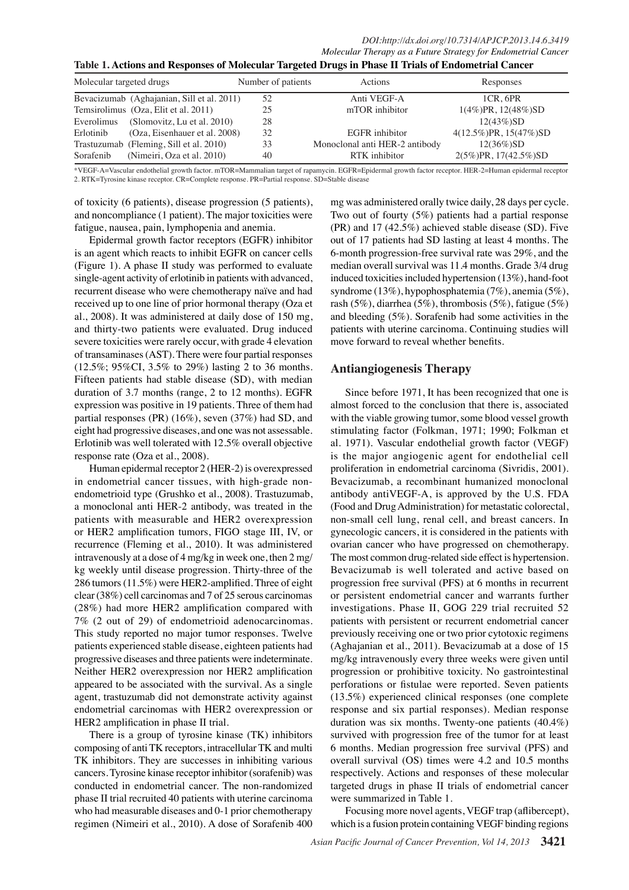**Table 1. Actions and Responses of Molecular Targeted Drugs in Phase II Trials of Endometrial Cancer**

| Molecular targeted drugs | Number of patients | Actions | Responses |
|---|---|---|---|
| Bevacizumab (Aghajanian, Sill et al. 2011) | 52 | Anti VEGF-A | 1CR, 6PR |
| Temsirolimus (Oza, Elit et al. 2011) | 25 | mTOR inhibitor | 1(4%)PR, 12(48%)SD |
| Everolimus (Slomovitz, Lu et al. 2010) | 28 | | 12(43%)SD |
| Erlotinib (Oza, Eisenhauer et al. 2008) | 32 | EGFR inhibitor | 4(12.5%)PR, 15(47%)SD |
| Trastuzumab (Fleming, Sill et al. 2010) | 33 | Monoclonal anti HER-2 antibody | 12(36%)SD |
| Sorafenib (Nimeiri, Oza et al. 2010) | 40 | RTK inhibitor | 2(5%)PR, 17(42.5%)SD |

*VEGF-A=Vascular endothelial growth factor. mTOR=Mammalian target of rapamycin. EGFR=Epidermal growth factor receptor. HER-2=Human epidermal receptor 2. RTK=Tyrosine kinase receptor. CR=Complete response. PR=Partial response. SD=Stable disease

of toxicity (6 patients), disease progression (5 patients), and noncompliance (1 patient). The major toxicities were fatigue, nausea, pain, lymphopenia and anemia.

Epidermal growth factor receptors (EGFR) inhibitor is an agent which reacts to inhibit EGFR on cancer cells (Figure 1). A phase II study was performed to evaluate single-agent activity of erlotinib in patients with advanced, recurrent disease who were chemotherapy naïve and had received up to one line of prior hormonal therapy (Oza et al., 2008). It was administered at daily dose of 150 mg, and thirty-two patients were evaluated. Drug induced severe toxicities were rarely occur, with grade 4 elevation of transaminases (AST). There were four partial responses (12.5%; 95%CI, 3.5% to 29%) lasting 2 to 36 months. Fifteen patients had stable disease (SD), with median duration of 3.7 months (range, 2 to 12 months). EGFR expression was positive in 19 patients. Three of them had partial responses (PR) (16%), seven (37%) had SD, and eight had progressive diseases, and one was not assessable. Erlotinib was well tolerated with 12.5% overall objective response rate (Oza et al., 2008).

Human epidermal receptor 2 (HER-2) is overexpressed in endometrial cancer tissues, with high-grade non-endometrioid type (Grushko et al., 2008). Trastuzumab, a monoclonal anti HER-2 antibody, was treated in the patients with measurable and HER2 overexpression or HER2 amplification tumors, FIGO stage III, IV, or recurrence (Fleming et al., 2010). It was administered intravenously at a dose of 4 mg/kg in week one, then 2 mg/kg weekly until disease progression. Thirty-three of the 286 tumors (11.5%) were HER2-amplified. Three of eight clear (38%) cell carcinomas and 7 of 25 serous carcinomas (28%) had more HER2 amplification compared with 7% (2 out of 29) of endometrioid adenocarcinomas. This study reported no major tumor responses. Twelve patients experienced stable disease, eighteen patients had progressive diseases and three patients were indeterminate. Neither HER2 overexpression nor HER2 amplification appeared to be associated with the survival. As a single agent, trastuzumab did not demonstrate activity against endometrial carcinomas with HER2 overexpression or HER2 amplification in phase II trial.

There is a group of tyrosine kinase (TK) inhibitors composing of anti TK receptors, intracellular TK and multi TK inhibitors. They are successes in inhibiting various cancers. Tyrosine kinase receptor inhibitor (sorafenib) was conducted in endometrial cancer. The non-randomized phase II trial recruited 40 patients with uterine carcinoma who had measurable diseases and 0-1 prior chemotherapy regimen (Nimeiri et al., 2010). A dose of Sorafenib 400 mg was administered orally twice daily, 28 days per cycle. Two out of fourty (5%) patients had a partial response (PR) and 17 (42.5%) achieved stable disease (SD). Five out of 17 patients had SD lasting at least 4 months. The 6-month progression-free survival rate was 29%, and the median overall survival was 11.4 months. Grade 3/4 drug induced toxicities included hypertension (13%), hand-foot syndrome (13%), hypophosphatemia (7%), anemia (5%), rash (5%), diarrhea (5%), thrombosis (5%), fatigue (5%) and bleeding (5%). Sorafenib had some activities in the patients with uterine carcinoma. Continuing studies will move forward to reveal whether benefits.

## Antiangiogenesis Therapy

Since before 1971, It has been recognized that one is almost forced to the conclusion that there is, associated with the viable growing tumor, some blood vessel growth stimulating factor (Folkman, 1971; 1990; Folkman et al. 1971). Vascular endothelial growth factor (VEGF) is the major angiogenic agent for endothelial cell proliferation in endometrial carcinoma (Sivridis, 2001). Bevacizumab, a recombinant humanized monoclonal antibody antiVEGF-A, is approved by the U.S. FDA (Food and Drug Administration) for metastatic colorectal, non-small cell lung, renal cell, and breast cancers. In gynecologic cancers, it is considered in the patients with ovarian cancer who have progressed on chemotherapy. The most common drug-related side effect is hypertension. Bevacizumab is well tolerated and active based on progression free survival (PFS) at 6 months in recurrent or persistent endometrial cancer and warrants further investigations. Phase II, GOG 229 trial recruited 52 patients with persistent or recurrent endometrial cancer previously receiving one or two prior cytotoxic regimens (Aghajanian et al., 2011). Bevacizumab at a dose of 15 mg/kg intravenously every three weeks were given until progression or prohibitive toxicity. No gastrointestinal perforations or fistulae were reported. Seven patients (13.5%) experienced clinical responses (one complete response and six partial responses). Median response duration was six months. Twenty-one patients (40.4%) survived with progression free of the tumor for at least 6 months. Median progression free survival (PFS) and overall survival (OS) times were 4.2 and 10.5 months respectively. Actions and responses of these molecular targeted drugs in phase II trials of endometrial cancer were summarized in Table 1.

Focusing more novel agents, VEGF trap (aflibercept), which is a fusion protein containing VEGF binding regions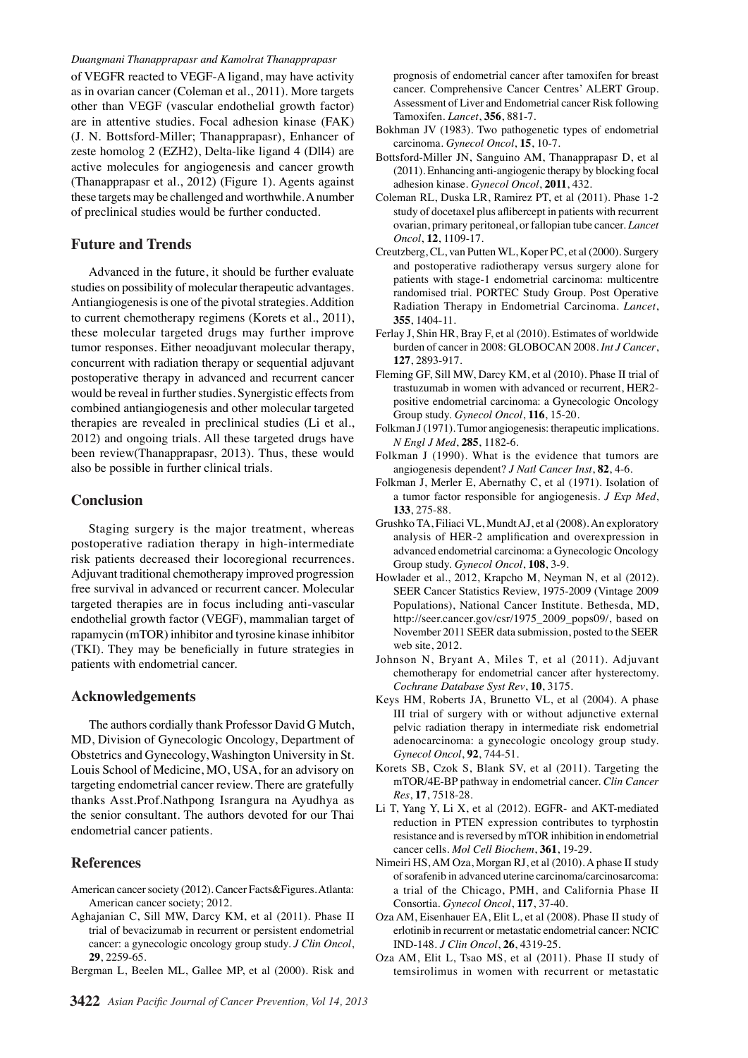of VEGFR reacted to VEGF-A ligand, may have activity as in ovarian cancer (Coleman et al., 2011). More targets other than VEGF (vascular endothelial growth factor) are in attentive studies. Focal adhesion kinase (FAK) (J. N. Bottsford-Miller; Thanapprapasr), Enhancer of zeste homolog 2 (EZH2), Delta-like ligand 4 (Dll4) are active molecules for angiogenesis and cancer growth (Thanapprapasr et al., 2012) (Figure 1). Agents against these targets may be challenged and worthwhile. A number of preclinical studies would be further conducted.

## Future and Trends

Advanced in the future, it should be further evaluate studies on possibility of molecular therapeutic advantages. Antiangiogenesis is one of the pivotal strategies. Addition to current chemotherapy regimens (Korets et al., 2011), these molecular targeted drugs may further improve tumor responses. Either neoadjuvant molecular therapy, concurrent with radiation therapy or sequential adjuvant postoperative therapy in advanced and recurrent cancer would be reveal in further studies. Synergistic effects from combined antiangiogenesis and other molecular targeted therapies are revealed in preclinical studies (Li et al., 2012) and ongoing trials. All these targeted drugs have been review(Thanapprapasr, 2013). Thus, these would also be possible in further clinical trials.

## Conclusion

Staging surgery is the major treatment, whereas postoperative radiation therapy in high-intermediate risk patients decreased their locoregional recurrences. Adjuvant traditional chemotherapy improved progression free survival in advanced or recurrent cancer. Molecular targeted therapies are in focus including anti-vascular endothelial growth factor (VEGF), mammalian target of rapamycin (mTOR) inhibitor and tyrosine kinase inhibitor (TKI). They may be beneficially in future strategies in patients with endometrial cancer.

## Acknowledgements

The authors cordially thank Professor David G Mutch, MD, Division of Gynecologic Oncology, Department of Obstetrics and Gynecology, Washington University in St. Louis School of Medicine, MO, USA, for an advisory on targeting endometrial cancer review. There are gratefully thanks Asst.Prof.Nathpong Israngura na Ayudhya as the senior consultant. The authors devoted for our Thai endometrial cancer patients.

## References

American cancer society (2012). Cancer Facts&Figures. Atlanta: American cancer society; 2012.

Aghajanian C, Sill MW, Darcy KM, et al (2011). Phase II trial of bevacizumab in recurrent or persistent endometrial cancer: a gynecologic oncology group study. *J Clin Oncol*, **29**, 2259-65.

Bergman L, Beelen ML, Gallee MP, et al (2000). Risk and prognosis of endometrial cancer after tamoxifen for breast cancer. Comprehensive Cancer Centres' ALERT Group. Assessment of Liver and Endometrial cancer Risk following Tamoxifen. *Lancet*, **356**, 881-7.

Bokhman JV (1983). Two pathogenetic types of endometrial carcinoma. *Gynecol Oncol*, **15**, 10-7.

Bottsford-Miller JN, Sanguino AM, Thanapprapasr D, et al (2011). Enhancing anti-angiogenic therapy by blocking focal adhesion kinase. *Gynecol Oncol*, **2011**, 432.

Coleman RL, Duska LR, Ramirez PT, et al (2011). Phase 1-2 study of docetaxel plus aflibercept in patients with recurrent ovarian, primary peritoneal, or fallopian tube cancer. *Lancet Oncol*, **12**, 1109-17.

Creutzberg, CL, van Putten WL, Koper PC, et al (2000). Surgery and postoperative radiotherapy versus surgery alone for patients with stage-1 endometrial carcinoma: multicentre randomised trial. PORTEC Study Group. Post Operative Radiation Therapy in Endometrial Carcinoma. *Lancet*, **355**, 1404-11.

Ferlay J, Shin HR, Bray F, et al (2010). Estimates of worldwide burden of cancer in 2008: GLOBOCAN 2008. *Int J Cancer*, **127**, 2893-917.

Fleming GF, Sill MW, Darcy KM, et al (2010). Phase II trial of trastuzumab in women with advanced or recurrent, HER2-positive endometrial carcinoma: a Gynecologic Oncology Group study. *Gynecol Oncol*, **116**, 15-20.

Folkman J (1971). Tumor angiogenesis: therapeutic implications. *N Engl J Med*, **285**, 1182-6.

Folkman J (1990). What is the evidence that tumors are angiogenesis dependent? *J Natl Cancer Inst*, **82**, 4-6.

Folkman J, Merler E, Abernathy C, et al (1971). Isolation of a tumor factor responsible for angiogenesis. *J Exp Med*, **133**, 275-88.

Grushko TA, Filiaci VL, Mundt AJ, et al (2008). An exploratory analysis of HER-2 amplification and overexpression in advanced endometrial carcinoma: a Gynecologic Oncology Group study. *Gynecol Oncol*, **108**, 3-9.

Howlader et al., 2012, Krapcho M, Neyman N, et al (2012). SEER Cancer Statistics Review, 1975-2009 (Vintage 2009 Populations), National Cancer Institute. Bethesda, MD, http://seer.cancer.gov/csr/1975_2009_pops09/, based on November 2011 SEER data submission, posted to the SEER web site, 2012.

Johnson N, Bryant A, Miles T, et al (2011). Adjuvant chemotherapy for endometrial cancer after hysterectomy. *Cochrane Database Syst Rev*, **10**, 3175.

Keys HM, Roberts JA, Brunetto VL, et al (2004). A phase III trial of surgery with or without adjunctive external pelvic radiation therapy in intermediate risk endometrial adenocarcinoma: a gynecologic oncology group study. *Gynecol Oncol*, **92**, 744-51.

Korets SB, Czok S, Blank SV, et al (2011). Targeting the mTOR/4E-BP pathway in endometrial cancer. *Clin Cancer Res*, **17**, 7518-28.

Li T, Yang Y, Li X, et al (2012). EGFR- and AKT-mediated reduction in PTEN expression contributes to tyrphostin resistance and is reversed by mTOR inhibition in endometrial cancer cells. *Mol Cell Biochem*, **361**, 19-29.

Nimeiri HS, AM Oza, Morgan RJ, et al (2010). A phase II study of sorafenib in advanced uterine carcinoma/carcinosarcoma: a trial of the Chicago, PMH, and California Phase II Consortia. *Gynecol Oncol*, **117**, 37-40.

Oza AM, Eisenhauer EA, Elit L, et al (2008). Phase II study of erlotinib in recurrent or metastatic endometrial cancer: NCIC IND-148. *J Clin Oncol*, **26**, 4319-25.

Oza AM, Elit L, Tsao MS, et al (2011). Phase II study of temsirolimus in women with recurrent or metastatic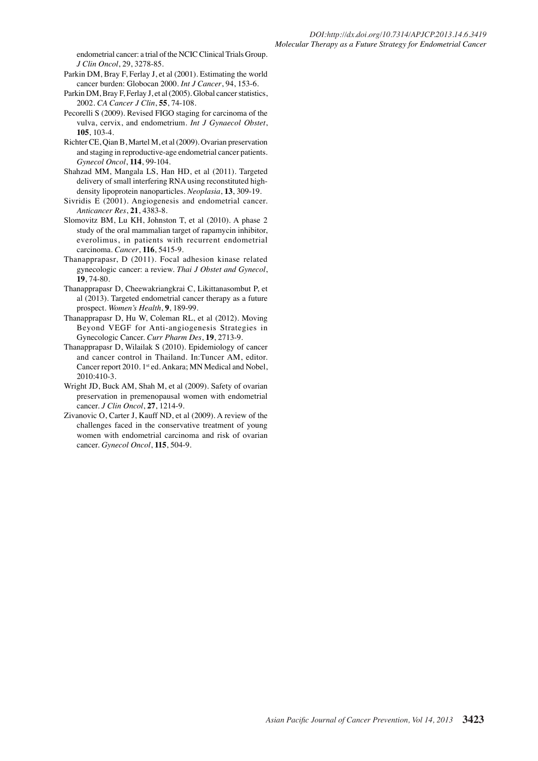endometrial cancer: a trial of the NCIC Clinical Trials Group. *J Clin Oncol*, 29, 3278-85.

Parkin DM, Bray F, Ferlay J, et al (2001). Estimating the world cancer burden: Globocan 2000. *Int J Cancer*, 94, 153-6.

Parkin DM, Bray F, Ferlay J, et al (2005). Global cancer statistics, 2002. *CA Cancer J Clin*, **55**, 74-108.

Pecorelli S (2009). Revised FIGO staging for carcinoma of the vulva, cervix, and endometrium. *Int J Gynaecol Obstet*, **105**, 103-4.

Richter CE, Qian B, Martel M, et al (2009). Ovarian preservation and staging in reproductive-age endometrial cancer patients. *Gynecol Oncol*, **114**, 99-104.

Shahzad MM, Mangala LS, Han HD, et al (2011). Targeted delivery of small interfering RNA using reconstituted high-density lipoprotein nanoparticles. *Neoplasia*, **13**, 309-19.

Sivridis E (2001). Angiogenesis and endometrial cancer. *Anticancer Res*, **21**, 4383-8.

Slomovitz BM, Lu KH, Johnston T, et al (2010). A phase 2 study of the oral mammalian target of rapamycin inhibitor, everolimus, in patients with recurrent endometrial carcinoma. *Cancer*, **116**, 5415-9.

Thanapprapasr, D (2011). Focal adhesion kinase related gynecologic cancer: a review. *Thai J Obstet and Gynecol*, **19**, 74-80.

Thanapprapasr D, Cheewakriangkrai C, Likittanasombut P, et al (2013). Targeted endometrial cancer therapy as a future prospect. *Women's Health*, **9**, 189-99.

Thanapprapasr D, Hu W, Coleman RL, et al (2012). Moving Beyond VEGF for Anti-angiogenesis Strategies in Gynecologic Cancer. *Curr Pharm Des*, **19**, 2713-9.

Thanapprapasr D, Wilailak S (2010). Epidemiology of cancer and cancer control in Thailand. In:Tuncer AM, editor. Cancer report 2010. 1st ed. Ankara; MN Medical and Nobel, 2010:410-3.

Wright JD, Buck AM, Shah M, et al (2009). Safety of ovarian preservation in premenopausal women with endometrial cancer. *J Clin Oncol*, **27**, 1214-9.

Zivanovic O, Carter J, Kauff ND, et al (2009). A review of the challenges faced in the conservative treatment of young women with endometrial carcinoma and risk of ovarian cancer. *Gynecol Oncol*, **115**, 504-9.